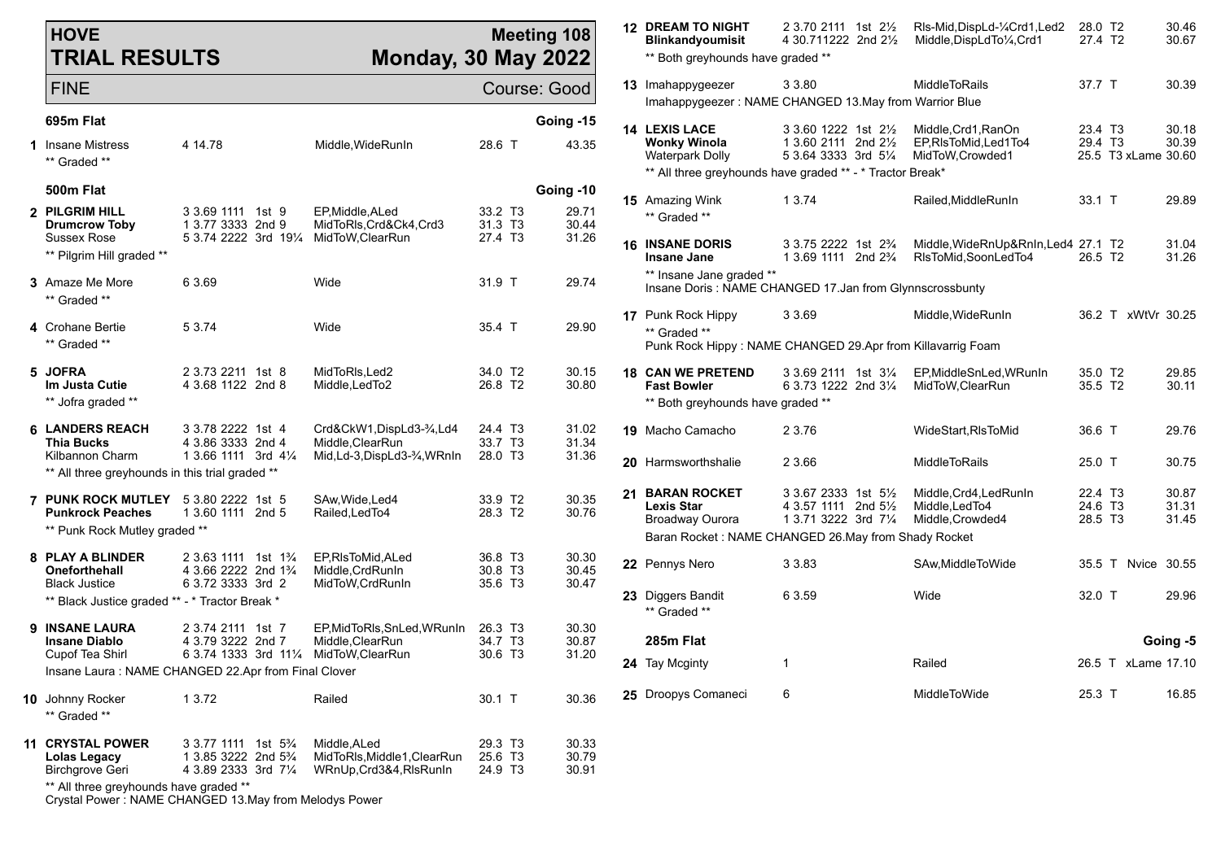# HOVE TRIAL RESULTS

**Meeting 108**
**Monday, 30 May 2022**

FINE — Course: Good

## 695m Flat — Going -15

| No. | Greyhound | Trap / Sectional / Bends / Position | Remarks | Weight | Time |
|---|---|---|---|---|---|
| 1 | Insane Mistress | 4 14.78 | Middle,WideRunIn | 28.6 T | 43.35 |

** Graded **

## 500m Flat — Going -10

| No. | Greyhound | Trap / Sectional / Bends / Position | Remarks | Weight | Time |
|---|---|---|---|---|---|
| 2 | **PILGRIM HILL** | 3 3.69 1111 1st 9 | EP,Middle,ALed | 33.2 T3 | 29.71 |
| | **Drumcrow Toby** | 1 3.77 3333 2nd 9 | MidToRls,Crd&Ck4,Crd3 | 31.3 T3 | 30.44 |
| | Sussex Rose | 5 3.74 2222 3rd 19¼ | MidToW,ClearRun | 27.4 T3 | 31.26 |

** Pilgrim Hill graded **

| No. | Greyhound | Trap / Sectional / Bends / Position | Remarks | Weight | Time |
|---|---|---|---|---|---|
| 3 | Amaze Me More | 6 3.69 | Wide | 31.9 T | 29.74 |

** Graded **

| No. | Greyhound | Trap / Sectional / Bends / Position | Remarks | Weight | Time |
|---|---|---|---|---|---|
| 4 | Crohane Bertie | 5 3.74 | Wide | 35.4 T | 29.90 |

** Graded **

| No. | Greyhound | Trap / Sectional / Bends / Position | Remarks | Weight | Time |
|---|---|---|---|---|---|
| 5 | **JOFRA** | 2 3.73 2211 1st 8 | MidToRls,Led2 | 34.0 T2 | 30.15 |
| | **Im Justa Cutie** | 4 3.68 1122 2nd 8 | Middle,LedTo2 | 26.8 T2 | 30.80 |

** Jofra graded **

| No. | Greyhound | Trap / Sectional / Bends / Position | Remarks | Weight | Time |
|---|---|---|---|---|---|
| 6 | **LANDERS REACH** | 3 3.78 2222 1st 4 | Crd&CkW1,DispLd3-¾,Ld4 | 24.4 T3 | 31.02 |
| | **Thia Bucks** | 4 3.86 3333 2nd 4 | Middle,ClearRun | 33.7 T3 | 31.34 |
| | Kilbannon Charm | 1 3.66 1111 3rd 4¼ | Mid,Ld-3,DispLd3-¾,WRnIn | 28.0 T3 | 31.36 |

** All three greyhounds in this trial graded **

| No. | Greyhound | Trap / Sectional / Bends / Position | Remarks | Weight | Time |
|---|---|---|---|---|---|
| 7 | **PUNK ROCK MUTLEY** | 5 3.80 2222 1st 5 | SAw,Wide,Led4 | 33.9 T2 | 30.35 |
| | **Punkrock Peaches** | 1 3.60 1111 2nd 5 | Railed,LedTo4 | 28.3 T2 | 30.76 |

** Punk Rock Mutley graded **

| No. | Greyhound | Trap / Sectional / Bends / Position | Remarks | Weight | Time |
|---|---|---|---|---|---|
| 8 | **PLAY A BLINDER** | 2 3.63 1111 1st 1¾ | EP,RlsToMid,ALed | 36.8 T3 | 30.30 |
| | **Oneforthehall** | 4 3.66 2222 2nd 1¾ | Middle,CrdRunIn | 30.8 T3 | 30.45 |
| | Black Justice | 6 3.72 3333 3rd 2 | MidToW,CrdRunIn | 35.6 T3 | 30.47 |

** Black Justice graded ** - * Tractor Break *

| No. | Greyhound | Trap / Sectional / Bends / Position | Remarks | Weight | Time |
|---|---|---|---|---|---|
| 9 | **INSANE LAURA** | 2 3.74 2111 1st 7 | EP,MidToRls,SnLed,WRunIn | 26.3 T3 | 30.30 |
| | **Insane Diablo** | 4 3.79 3222 2nd 7 | Middle,ClearRun | 34.7 T3 | 30.87 |
| | Cupof Tea Shirl | 6 3.74 1333 3rd 11¼ | MidToW,ClearRun | 30.6 T3 | 31.20 |

Insane Laura : NAME CHANGED 22.Apr from Final Clover

| No. | Greyhound | Trap / Sectional / Bends / Position | Remarks | Weight | Time |
|---|---|---|---|---|---|
| 10 | Johnny Rocker | 1 3.72 | Railed | 30.1 T | 30.36 |

** Graded **

| No. | Greyhound | Trap / Sectional / Bends / Position | Remarks | Weight | Time |
|---|---|---|---|---|---|
| 11 | **CRYSTAL POWER** | 3 3.77 1111 1st 5¾ | Middle,ALed | 29.3 T3 | 30.33 |
| | **Lolas Legacy** | 1 3.85 3222 2nd 5¾ | MidToRls,Middle1,ClearRun | 25.6 T3 | 30.79 |
| | Birchgrove Geri | 4 3.89 2333 3rd 7¼ | WRnUp,Crd3&4,RlsRunIn | 24.9 T3 | 30.91 |

** All three greyhounds have graded **
Crystal Power : NAME CHANGED 13.May from Melodys Power

| No. | Greyhound | Trap / Sectional / Bends / Position | Remarks | Weight | Time |
|---|---|---|---|---|---|
| 12 | **DREAM TO NIGHT** | 2 3.70 2111 1st 2½ | Rls-Mid,DispLd-¼Crd1,Led2 | 28.0 T2 | 30.46 |
| | **Blinkandyoumisit** | 4 30.711222 2nd 2½ | Middle,DispLdTo¼,Crd1 | 27.4 T2 | 30.67 |

** Both greyhounds have graded **

| No. | Greyhound | Trap / Sectional / Bends / Position | Remarks | Weight | Time |
|---|---|---|---|---|---|
| 13 | Imahappygeezer | 3 3.80 | MiddleToRails | 37.7 T | 30.39 |

Imahappygeezer : NAME CHANGED 13.May from Warrior Blue

| No. | Greyhound | Trap / Sectional / Bends / Position | Remarks | Weight | Time |
|---|---|---|---|---|---|
| 14 | **LEXIS LACE** | 3 3.60 1222 1st 2½ | Middle,Crd1,RanOn | 23.4 T3 | 30.18 |
| | **Wonky Winola** | 1 3.60 2111 2nd 2½ | EP,RlsToMid,Led1To4 | 29.4 T3 | 30.39 |
| | Waterpark Dolly | 5 3.64 3333 3rd 5¼ | MidToW,Crowded1 | 25.5 T3 xLame | 30.60 |

** All three greyhounds have graded ** - * Tractor Break*

| No. | Greyhound | Trap / Sectional / Bends / Position | Remarks | Weight | Time |
|---|---|---|---|---|---|
| 15 | Amazing Wink | 1 3.74 | Railed,MiddleRunIn | 33.1 T | 29.89 |

** Graded **

| No. | Greyhound | Trap / Sectional / Bends / Position | Remarks | Weight | Time |
|---|---|---|---|---|---|
| 16 | **INSANE DORIS** | 3 3.75 2222 1st 2¾ | Middle,WideRnUp&RnIn,Led4 | 27.1 T2 | 31.04 |
| | **Insane Jane** | 1 3.69 1111 2nd 2¾ | RlsToMid,SoonLedTo4 | 26.5 T2 | 31.26 |

** Insane Jane graded **
Insane Doris : NAME CHANGED 17.Jan from Glynnscrossbunty

| No. | Greyhound | Trap / Sectional / Bends / Position | Remarks | Weight | Time |
|---|---|---|---|---|---|
| 17 | Punk Rock Hippy | 3 3.69 | Middle,WideRunIn | 36.2 T xWtVr | 30.25 |

** Graded **
Punk Rock Hippy : NAME CHANGED 29.Apr from Killavarrig Foam

| No. | Greyhound | Trap / Sectional / Bends / Position | Remarks | Weight | Time |
|---|---|---|---|---|---|
| 18 | **CAN WE PRETEND** | 3 3.69 2111 1st 3¼ | EP,MiddleSnLed,WRunIn | 35.0 T2 | 29.85 |
| | **Fast Bowler** | 6 3.73 1222 2nd 3¼ | MidToW,ClearRun | 35.5 T2 | 30.11 |

** Both greyhounds have graded **

| No. | Greyhound | Trap / Sectional / Bends / Position | Remarks | Weight | Time |
|---|---|---|---|---|---|
| 19 | Macho Camacho | 2 3.76 | WideStart,RlsToMid | 36.6 T | 29.76 |
| 20 | Harmsworthshalie | 2 3.66 | MiddleToRails | 25.0 T | 30.75 |

| No. | Greyhound | Trap / Sectional / Bends / Position | Remarks | Weight | Time |
|---|---|---|---|---|---|
| 21 | **BARAN ROCKET** | 3 3.67 2333 1st 5½ | Middle,Crd4,LedRunIn | 22.4 T3 | 30.87 |
| | **Lexis Star** | 4 3.57 1111 2nd 5½ | Middle,LedTo4 | 24.6 T3 | 31.31 |
| | Broadway Ourora | 1 3.71 3222 3rd 7¼ | Middle,Crowded4 | 28.5 T3 | 31.45 |

Baran Rocket : NAME CHANGED 26.May from Shady Rocket

| No. | Greyhound | Trap / Sectional / Bends / Position | Remarks | Weight | Time |
|---|---|---|---|---|---|
| 22 | Pennys Nero | 3 3.83 | SAw,MiddleToWide | 35.5 T Nvice | 30.55 |
| 23 | Diggers Bandit | 6 3.59 | Wide | 32.0 T | 29.96 |

** Graded **

## 285m Flat — Going -5

| No. | Greyhound | Trap / Sectional / Bends / Position | Remarks | Weight | Time |
|---|---|---|---|---|---|
| 24 | Tay Mcginty | 1 | Railed | 26.5 T xLame | 17.10 |
| 25 | Droopys Comaneci | 6 | MiddleToWide | 25.3 T | 16.85 |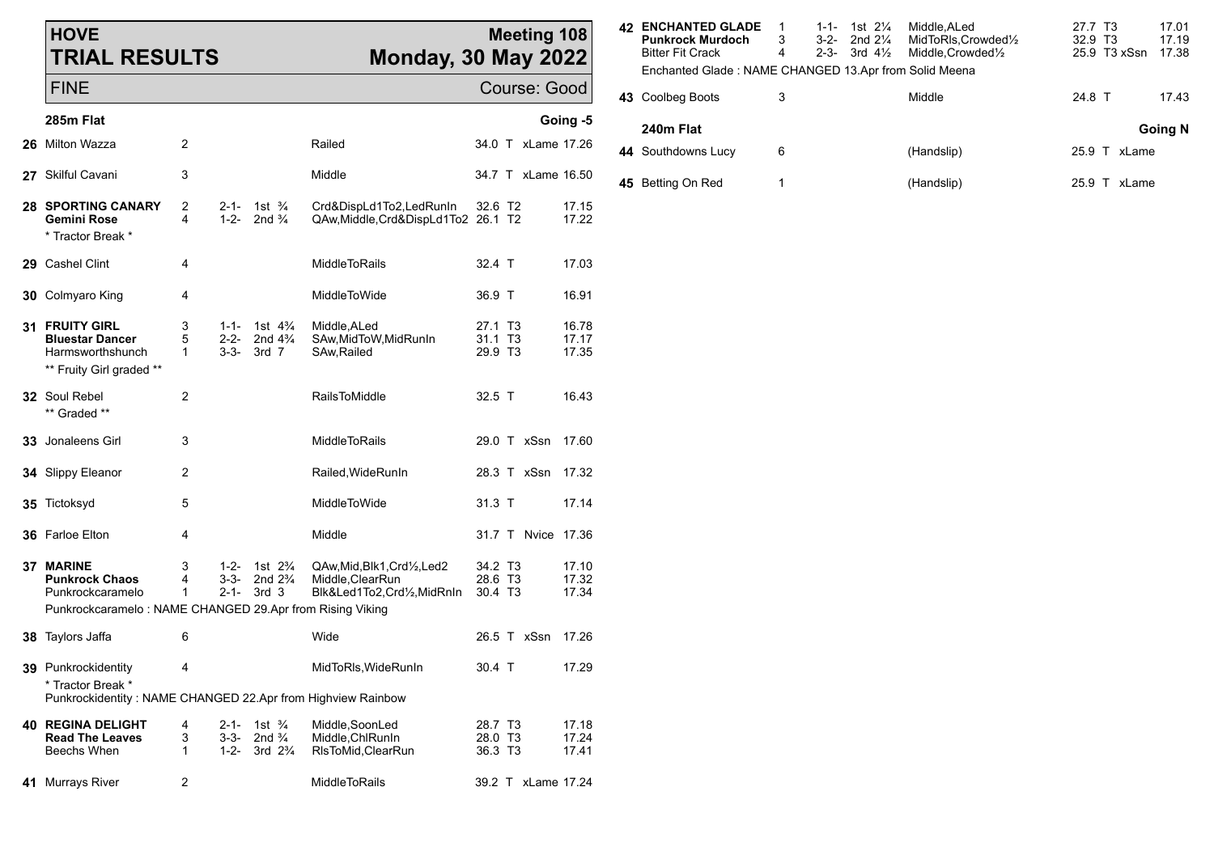# HOVE TRIAL RESULTS

## Meeting 108 — Monday, 30 May 2022

FINE — Course: Good

### 285m Flat — Going -5

| Trial | Greyhound | Trap | Positions | Result | Comments | Weight | Remarks | Time |
|---|---|---|---|---|---|---|---|---|
| 26 | Milton Wazza | 2 | | | Railed | 34.0 | T xLame | 17.26 |
| 27 | Skilful Cavani | 3 | | | Middle | 34.7 | T xLame | 16.50 |
| 28 | **SPORTING CANARY** | 2 | 2-1- | 1st ¾ | Crd&DispLd1To2,LedRunIn | 32.6 | T2 | 17.15 |
| | **Gemini Rose** | 4 | 1-2- | 2nd ¾ | QAw,Middle,Crd&DispLd1To2 | 26.1 | T2 | 17.22 |
| | * Tractor Break * | | | | | | | |
| 29 | Cashel Clint | 4 | | | MiddleToRails | 32.4 | T | 17.03 |
| 30 | Colmyaro King | 4 | | | MiddleToWide | 36.9 | T | 16.91 |
| 31 | **FRUITY GIRL** | 3 | 1-1- | 1st 4¾ | Middle,ALed | 27.1 | T3 | 16.78 |
| | **Bluestar Dancer** | 5 | 2-2- | 2nd 4¾ | SAw,MidToW,MidRunIn | 31.1 | T3 | 17.17 |
| | Harmsworthshunch | 1 | 3-3- | 3rd 7 | SAw,Railed | 29.9 | T3 | 17.35 |
| | ** Fruity Girl graded ** | | | | | | | |
| 32 | Soul Rebel | 2 | | | RailsToMiddle | 32.5 | T | 16.43 |
| | ** Graded ** | | | | | | | |
| 33 | Jonaleens Girl | 3 | | | MiddleToRails | 29.0 | T xSsn | 17.60 |
| 34 | Slippy Eleanor | 2 | | | Railed,WideRunIn | 28.3 | T xSsn | 17.32 |
| 35 | Tictoksyd | 5 | | | MiddleToWide | 31.3 | T | 17.14 |
| 36 | Farloe Elton | 4 | | | Middle | 31.7 | T Nvice | 17.36 |
| 37 | **MARINE** | 3 | 1-2- | 1st 2¾ | QAw,Mid,Blk1,Crd½,Led2 | 34.2 | T3 | 17.10 |
| | **Punkrock Chaos** | 4 | 3-3- | 2nd 2¾ | Middle,ClearRun | 28.6 | T3 | 17.32 |
| | Punkrockcaramelo | 1 | 2-1- | 3rd 3 | Blk&Led1To2,Crd½,MidRnIn | 30.4 | T3 | 17.34 |
| | Punkrockcaramelo : NAME CHANGED 29.Apr from Rising Viking | | | | | | | |
| 38 | Taylors Jaffa | 6 | | | Wide | 26.5 | T xSsn | 17.26 |
| 39 | Punkrockidentity | 4 | | | MidToRls,WideRunIn | 30.4 | T | 17.29 |
| | * Tractor Break * | | | | | | | |
| | Punkrockidentity : NAME CHANGED 22.Apr from Highview Rainbow | | | | | | | |
| 40 | **REGINA DELIGHT** | 4 | 2-1- | 1st ¾ | Middle,SoonLed | 28.7 | T3 | 17.18 |
| | **Read The Leaves** | 3 | 3-3- | 2nd ¾ | Middle,ChlRunIn | 28.0 | T3 | 17.24 |
| | Beechs When | 1 | 1-2- | 3rd 2¾ | RlsToMid,ClearRun | 36.3 | T3 | 17.41 |
| 41 | Murrays River | 2 | | | MiddleToRails | 39.2 | T xLame | 17.24 |
| 42 | **ENCHANTED GLADE** | 1 | 1-1- | 1st 2¼ | Middle,ALed | 27.7 | T3 | 17.01 |
| | **Punkrock Murdoch** | 3 | 3-2- | 2nd 2¼ | MidToRls,Crowded½ | 32.9 | T3 | 17.19 |
| | Bitter Fit Crack | 4 | 2-3- | 3rd 4½ | Middle,Crowded½ | 25.9 | T3 xSsn | 17.38 |
| | Enchanted Glade : NAME CHANGED 13.Apr from Solid Meena | | | | | | | |
| 43 | Coolbeg Boots | 3 | | | Middle | 24.8 | T | 17.43 |

### 240m Flat — Going N

| Trial | Greyhound | Trap | Positions | Result | Comments | Weight | Remarks | Time |
|---|---|---|---|---|---|---|---|---|
| 44 | Southdowns Lucy | 6 | | | (Handslip) | 25.9 | T xLame | |
| 45 | Betting On Red | 1 | | | (Handslip) | 25.9 | T xLame | |